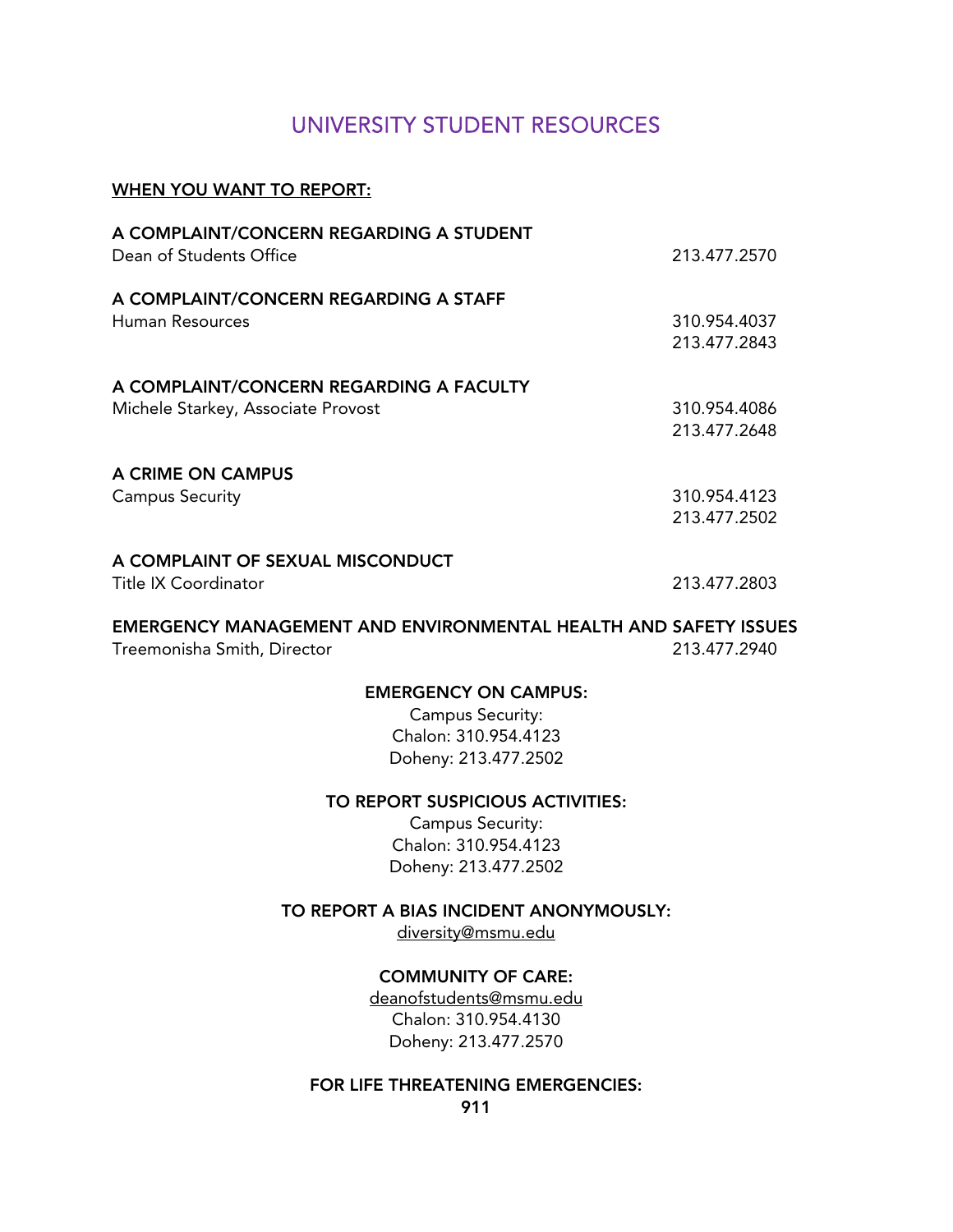# UNIVERSITY STUDENT RESOURCES

**WHEN YOU WANT TO REPORT:**

**A COMPLAINT/CONCERN REGARDING A STUDENT**
Dean of Students Office — 213.477.2570

**A COMPLAINT/CONCERN REGARDING A STAFF**
Human Resources — 310.954.4037, 213.477.2843

**A COMPLAINT/CONCERN REGARDING A FACULTY**
Michele Starkey, Associate Provost — 310.954.4086, 213.477.2648

**A CRIME ON CAMPUS**
Campus Security — 310.954.4123, 213.477.2502

**A COMPLAINT OF SEXUAL MISCONDUCT**
Title IX Coordinator — 213.477.2803

**EMERGENCY MANAGEMENT AND ENVIRONMENTAL HEALTH AND SAFETY ISSUES**
Treemonisha Smith, Director — 213.477.2940

**EMERGENCY ON CAMPUS:**
Campus Security:
Chalon: 310.954.4123
Doheny: 213.477.2502

**TO REPORT SUSPICIOUS ACTIVITIES:**
Campus Security:
Chalon: 310.954.4123
Doheny: 213.477.2502

**TO REPORT A BIAS INCIDENT ANONYMOUSLY:**
diversity@msmu.edu

**COMMUNITY OF CARE:**
deanofstudents@msmu.edu
Chalon: 310.954.4130
Doheny: 213.477.2570

**FOR LIFE THREATENING EMERGENCIES:**
**911**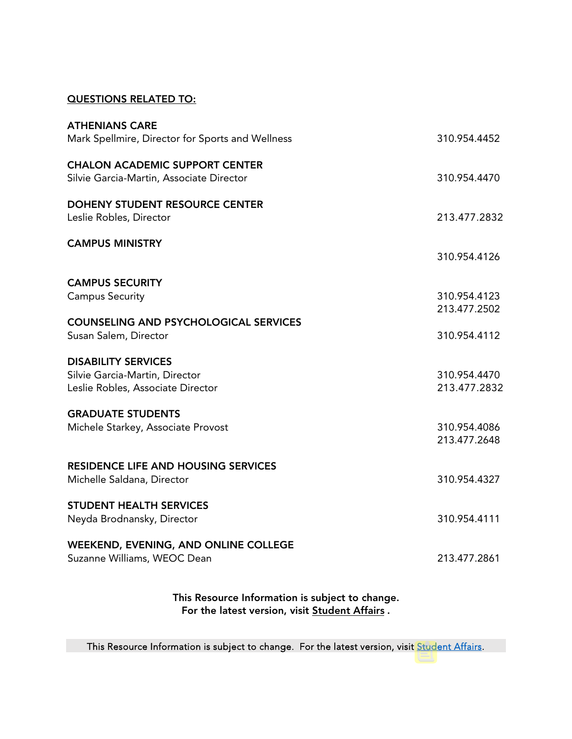**QUESTIONS RELATED TO:**

| | |
|---|---|
| **ATHENIANS CARE** | |
| Mark Spellmire, Director for Sports and Wellness | 310.954.4452 |
| **CHALON ACADEMIC SUPPORT CENTER** | |
| Silvie Garcia-Martin, Associate Director | 310.954.4470 |
| **DOHENY STUDENT RESOURCE CENTER** | |
| Leslie Robles, Director | 213.477.2832 |
| **CAMPUS MINISTRY** | |
| | 310.954.4126 |
| **CAMPUS SECURITY** | |
| Campus Security | 310.954.4123<br>213.477.2502 |
| **COUNSELING AND PSYCHOLOGICAL SERVICES** | |
| Susan Salem, Director | 310.954.4112 |
| **DISABILITY SERVICES** | |
| Silvie Garcia-Martin, Director | 310.954.4470 |
| Leslie Robles, Associate Director | 213.477.2832 |
| **GRADUATE STUDENTS** | |
| Michele Starkey, Associate Provost | 310.954.4086<br>213.477.2648 |
| **RESIDENCE LIFE AND HOUSING SERVICES** | |
| Michelle Saldana, Director | 310.954.4327 |
| **STUDENT HEALTH SERVICES** | |
| Neyda Brodnansky, Director | 310.954.4111 |
| **WEEKEND, EVENING, AND ONLINE COLLEGE** | |
| Suzanne Williams, WEOC Dean | 213.477.2861 |

**This Resource Information is subject to change.**
**For the latest version, visit Student Affairs .**

This Resource Information is subject to change. For the latest version, visit Student Affairs.